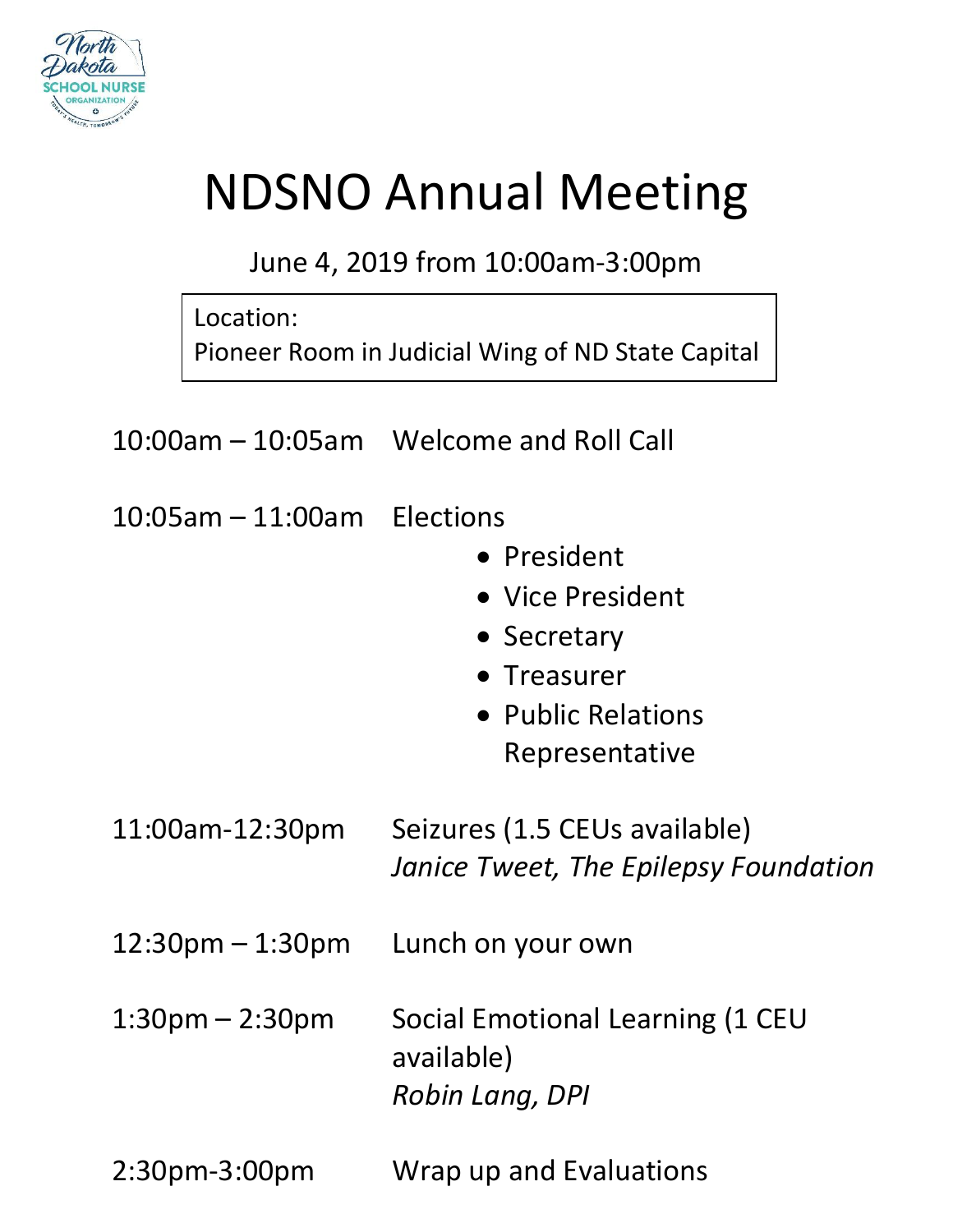# NDSNO Annual Meeting

June 4, 2019 from 10:00am-3:00pm

Location:
Pioneer Room in Judicial Wing of ND State Capital

10:00am – 10:05am Welcome and Roll Call

10:05am – 11:00am Elections

- President
- Vice President
- Secretary
- Treasurer
- Public Relations Representative

11:00am-12:30pm Seizures (1.5 CEUs available)
*Janice Tweet, The Epilepsy Foundation*

12:30pm – 1:30pm Lunch on your own

1:30pm – 2:30pm Social Emotional Learning (1 CEU available)
*Robin Lang, DPI*

2:30pm-3:00pm Wrap up and Evaluations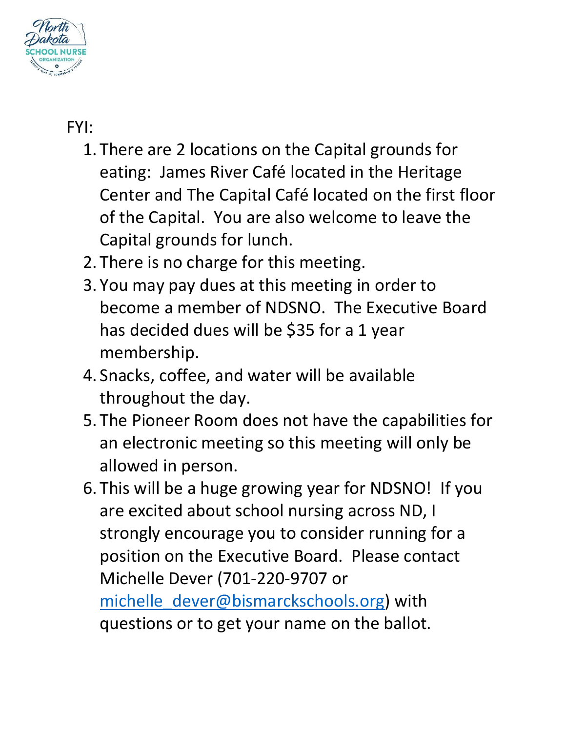FYI:

1. There are 2 locations on the Capital grounds for eating: James River Café located in the Heritage Center and The Capital Café located on the first floor of the Capital. You are also welcome to leave the Capital grounds for lunch.
2. There is no charge for this meeting.
3. You may pay dues at this meeting in order to become a member of NDSNO. The Executive Board has decided dues will be $35 for a 1 year membership.
4. Snacks, coffee, and water will be available throughout the day.
5. The Pioneer Room does not have the capabilities for an electronic meeting so this meeting will only be allowed in person.
6. This will be a huge growing year for NDSNO! If you are excited about school nursing across ND, I strongly encourage you to consider running for a position on the Executive Board. Please contact Michelle Dever (701-220-9707 or michelle_dever@bismarckschools.org) with questions or to get your name on the ballot.